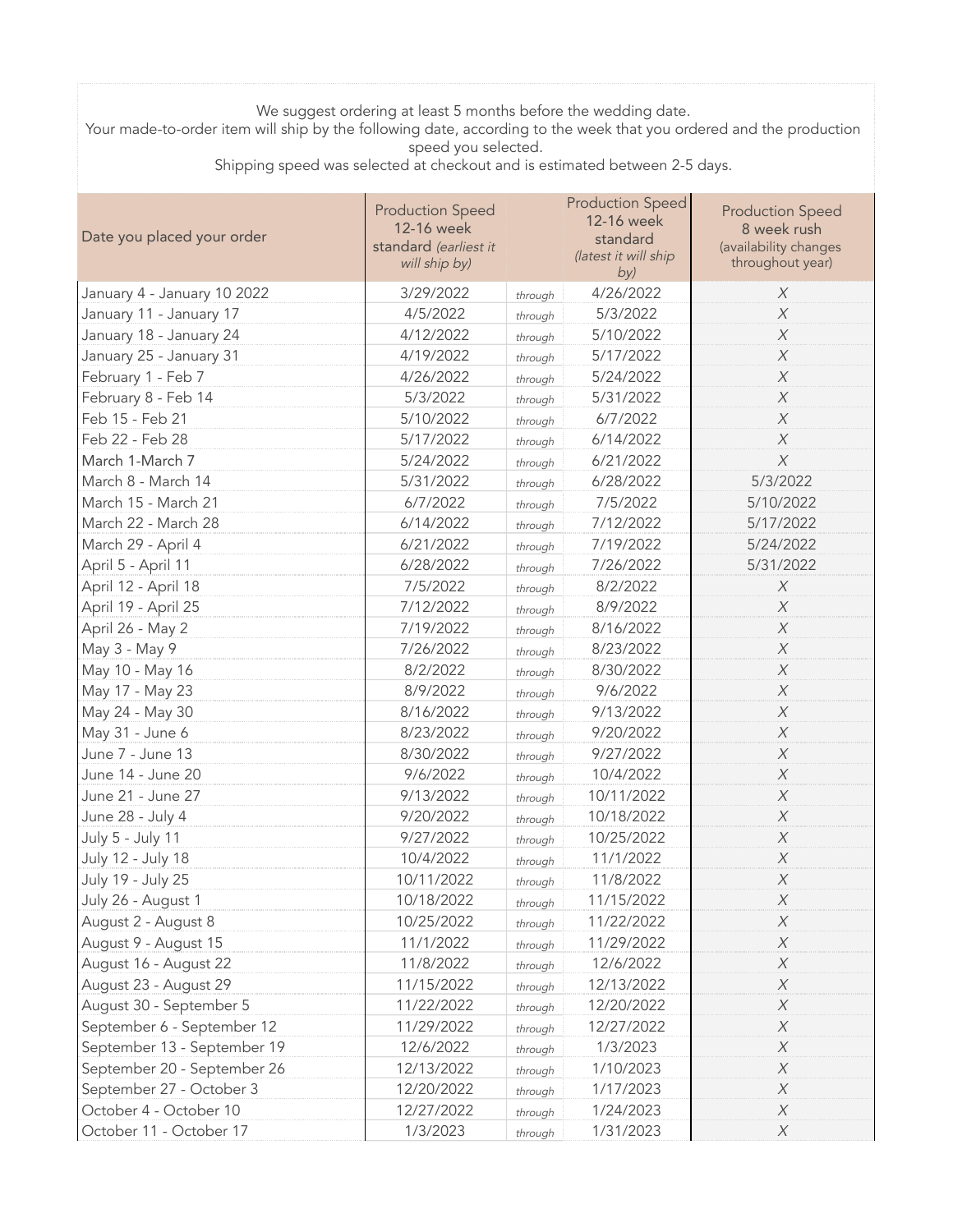We suggest ordering at least 5 months before the wedding date.
Your made-to-order item will ship by the following date, according to the week that you ordered and the production speed you selected.
Shipping speed was selected at checkout and is estimated between 2-5 days.

| Date you placed your order | Production Speed 12-16 week standard *(earliest it will ship by)* | | Production Speed 12-16 week standard *(latest it will ship by)* | Production Speed 8 week rush (availability changes throughout year) |
|---|---|---|---|---|
| January 4 - January 10 2022 | 3/29/2022 | *through* | 4/26/2022 | *X* |
| January 11 - January 17 | 4/5/2022 | *through* | 5/3/2022 | *X* |
| January 18 - January 24 | 4/12/2022 | *through* | 5/10/2022 | *X* |
| January 25 - January 31 | 4/19/2022 | *through* | 5/17/2022 | *X* |
| February 1 - Feb 7 | 4/26/2022 | *through* | 5/24/2022 | *X* |
| February 8 - Feb 14 | 5/3/2022 | *through* | 5/31/2022 | *X* |
| Feb 15 - Feb 21 | 5/10/2022 | *through* | 6/7/2022 | *X* |
| Feb 22 - Feb 28 | 5/17/2022 | *through* | 6/14/2022 | *X* |
| March 1-March 7 | 5/24/2022 | *through* | 6/21/2022 | *X* |
| March 8 - March 14 | 5/31/2022 | *through* | 6/28/2022 | 5/3/2022 |
| March 15 - March 21 | 6/7/2022 | *through* | 7/5/2022 | 5/10/2022 |
| March 22 - March 28 | 6/14/2022 | *through* | 7/12/2022 | 5/17/2022 |
| March 29 - April 4 | 6/21/2022 | *through* | 7/19/2022 | 5/24/2022 |
| April 5 - April 11 | 6/28/2022 | *through* | 7/26/2022 | 5/31/2022 |
| April 12 - April 18 | 7/5/2022 | *through* | 8/2/2022 | *X* |
| April 19 - April 25 | 7/12/2022 | *through* | 8/9/2022 | *X* |
| April 26 - May 2 | 7/19/2022 | *through* | 8/16/2022 | *X* |
| May 3 - May 9 | 7/26/2022 | *through* | 8/23/2022 | *X* |
| May 10 - May 16 | 8/2/2022 | *through* | 8/30/2022 | *X* |
| May 17 - May 23 | 8/9/2022 | *through* | 9/6/2022 | *X* |
| May 24 - May 30 | 8/16/2022 | *through* | 9/13/2022 | *X* |
| May 31 - June 6 | 8/23/2022 | *through* | 9/20/2022 | *X* |
| June 7 - June 13 | 8/30/2022 | *through* | 9/27/2022 | *X* |
| June 14 - June 20 | 9/6/2022 | *through* | 10/4/2022 | *X* |
| June 21 - June 27 | 9/13/2022 | *through* | 10/11/2022 | *X* |
| June 28 - July 4 | 9/20/2022 | *through* | 10/18/2022 | *X* |
| July 5 - July 11 | 9/27/2022 | *through* | 10/25/2022 | *X* |
| July 12 - July 18 | 10/4/2022 | *through* | 11/1/2022 | *X* |
| July 19 - July 25 | 10/11/2022 | *through* | 11/8/2022 | *X* |
| July 26 - August 1 | 10/18/2022 | *through* | 11/15/2022 | *X* |
| August 2 - August 8 | 10/25/2022 | *through* | 11/22/2022 | *X* |
| August 9 - August 15 | 11/1/2022 | *through* | 11/29/2022 | *X* |
| August 16 - August 22 | 11/8/2022 | *through* | 12/6/2022 | *X* |
| August 23 - August 29 | 11/15/2022 | *through* | 12/13/2022 | *X* |
| August 30 - September 5 | 11/22/2022 | *through* | 12/20/2022 | *X* |
| September 6 - September 12 | 11/29/2022 | *through* | 12/27/2022 | *X* |
| September 13 - September 19 | 12/6/2022 | *through* | 1/3/2023 | *X* |
| September 20 - September 26 | 12/13/2022 | *through* | 1/10/2023 | *X* |
| September 27 - October 3 | 12/20/2022 | *through* | 1/17/2023 | *X* |
| October 4 - October 10 | 12/27/2022 | *through* | 1/24/2023 | *X* |
| October 11 - October 17 | 1/3/2023 | *through* | 1/31/2023 | *X* |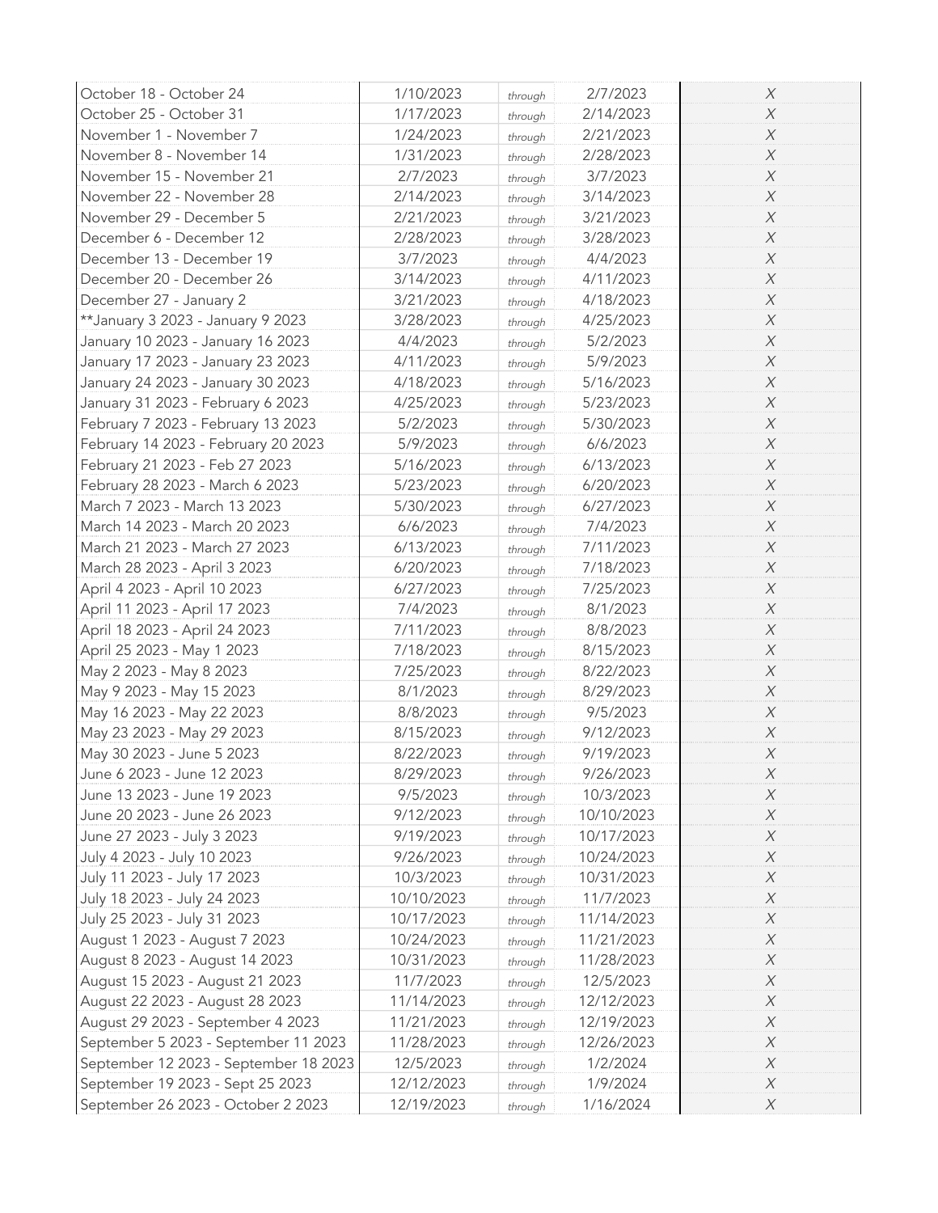| | | | | |
|---|---|---|---|---|
| October 18 - October 24 | 1/10/2023 | *through* | 2/7/2023 | *X* |
| October 25 - October 31 | 1/17/2023 | *through* | 2/14/2023 | *X* |
| November 1 - November 7 | 1/24/2023 | *through* | 2/21/2023 | *X* |
| November 8 - November 14 | 1/31/2023 | *through* | 2/28/2023 | *X* |
| November 15 - November 21 | 2/7/2023 | *through* | 3/7/2023 | *X* |
| November 22 - November 28 | 2/14/2023 | *through* | 3/14/2023 | *X* |
| November 29 - December 5 | 2/21/2023 | *through* | 3/21/2023 | *X* |
| December 6 - December 12 | 2/28/2023 | *through* | 3/28/2023 | *X* |
| December 13 - December 19 | 3/7/2023 | *through* | 4/4/2023 | *X* |
| December 20 - December 26 | 3/14/2023 | *through* | 4/11/2023 | *X* |
| December 27 - January 2 | 3/21/2023 | *through* | 4/18/2023 | *X* |
| **January 3 2023 - January 9 2023 | 3/28/2023 | *through* | 4/25/2023 | *X* |
| January 10 2023 - January 16 2023 | 4/4/2023 | *through* | 5/2/2023 | *X* |
| January 17 2023 - January 23 2023 | 4/11/2023 | *through* | 5/9/2023 | *X* |
| January 24 2023 - January 30 2023 | 4/18/2023 | *through* | 5/16/2023 | *X* |
| January 31 2023 - February 6 2023 | 4/25/2023 | *through* | 5/23/2023 | *X* |
| February 7 2023 - February 13 2023 | 5/2/2023 | *through* | 5/30/2023 | *X* |
| February 14 2023 - February 20 2023 | 5/9/2023 | *through* | 6/6/2023 | *X* |
| February 21 2023 - Feb 27 2023 | 5/16/2023 | *through* | 6/13/2023 | *X* |
| February 28 2023 - March 6 2023 | 5/23/2023 | *through* | 6/20/2023 | *X* |
| March 7 2023 - March 13 2023 | 5/30/2023 | *through* | 6/27/2023 | *X* |
| March 14 2023 - March 20 2023 | 6/6/2023 | *through* | 7/4/2023 | *X* |
| March 21 2023 - March 27 2023 | 6/13/2023 | *through* | 7/11/2023 | *X* |
| March 28 2023 - April 3 2023 | 6/20/2023 | *through* | 7/18/2023 | *X* |
| April 4 2023 - April 10 2023 | 6/27/2023 | *through* | 7/25/2023 | *X* |
| April 11 2023 - April 17 2023 | 7/4/2023 | *through* | 8/1/2023 | *X* |
| April 18 2023 - April 24 2023 | 7/11/2023 | *through* | 8/8/2023 | *X* |
| April 25 2023 - May 1 2023 | 7/18/2023 | *through* | 8/15/2023 | *X* |
| May 2 2023 - May 8 2023 | 7/25/2023 | *through* | 8/22/2023 | *X* |
| May 9 2023 - May 15 2023 | 8/1/2023 | *through* | 8/29/2023 | *X* |
| May 16 2023 - May 22 2023 | 8/8/2023 | *through* | 9/5/2023 | *X* |
| May 23 2023 - May 29 2023 | 8/15/2023 | *through* | 9/12/2023 | *X* |
| May 30 2023 - June 5 2023 | 8/22/2023 | *through* | 9/19/2023 | *X* |
| June 6 2023 - June 12 2023 | 8/29/2023 | *through* | 9/26/2023 | *X* |
| June 13 2023 - June 19 2023 | 9/5/2023 | *through* | 10/3/2023 | *X* |
| June 20 2023 - June 26 2023 | 9/12/2023 | *through* | 10/10/2023 | *X* |
| June 27 2023 - July 3 2023 | 9/19/2023 | *through* | 10/17/2023 | *X* |
| July 4 2023 - July 10 2023 | 9/26/2023 | *through* | 10/24/2023 | *X* |
| July 11 2023 - July 17 2023 | 10/3/2023 | *through* | 10/31/2023 | *X* |
| July 18 2023 - July 24 2023 | 10/10/2023 | *through* | 11/7/2023 | *X* |
| July 25 2023 - July 31 2023 | 10/17/2023 | *through* | 11/14/2023 | *X* |
| August 1 2023 - August 7 2023 | 10/24/2023 | *through* | 11/21/2023 | *X* |
| August 8 2023 - August 14 2023 | 10/31/2023 | *through* | 11/28/2023 | *X* |
| August 15 2023 - August 21 2023 | 11/7/2023 | *through* | 12/5/2023 | *X* |
| August 22 2023 - August 28 2023 | 11/14/2023 | *through* | 12/12/2023 | *X* |
| August 29 2023 - September 4 2023 | 11/21/2023 | *through* | 12/19/2023 | *X* |
| September 5 2023 - September 11 2023 | 11/28/2023 | *through* | 12/26/2023 | *X* |
| September 12 2023 - September 18 2023 | 12/5/2023 | *through* | 1/2/2024 | *X* |
| September 19 2023 - Sept 25 2023 | 12/12/2023 | *through* | 1/9/2024 | *X* |
| September 26 2023 - October 2 2023 | 12/19/2023 | *through* | 1/16/2024 | *X* |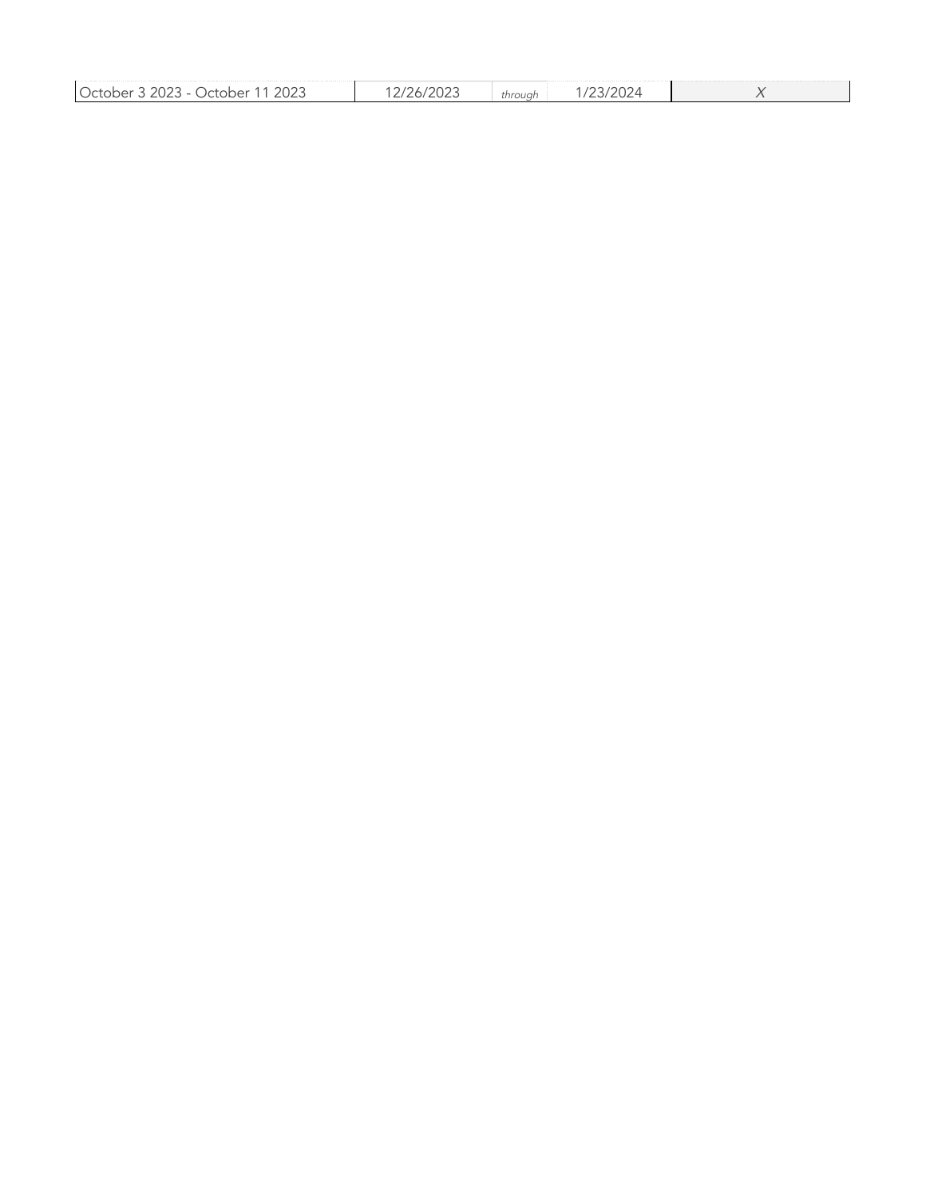| | | | | |
|---|---|---|---|---|
| October 3 2023 - October 11 2023 | 12/26/2023 | *through* | 1/23/2024 | *X* |